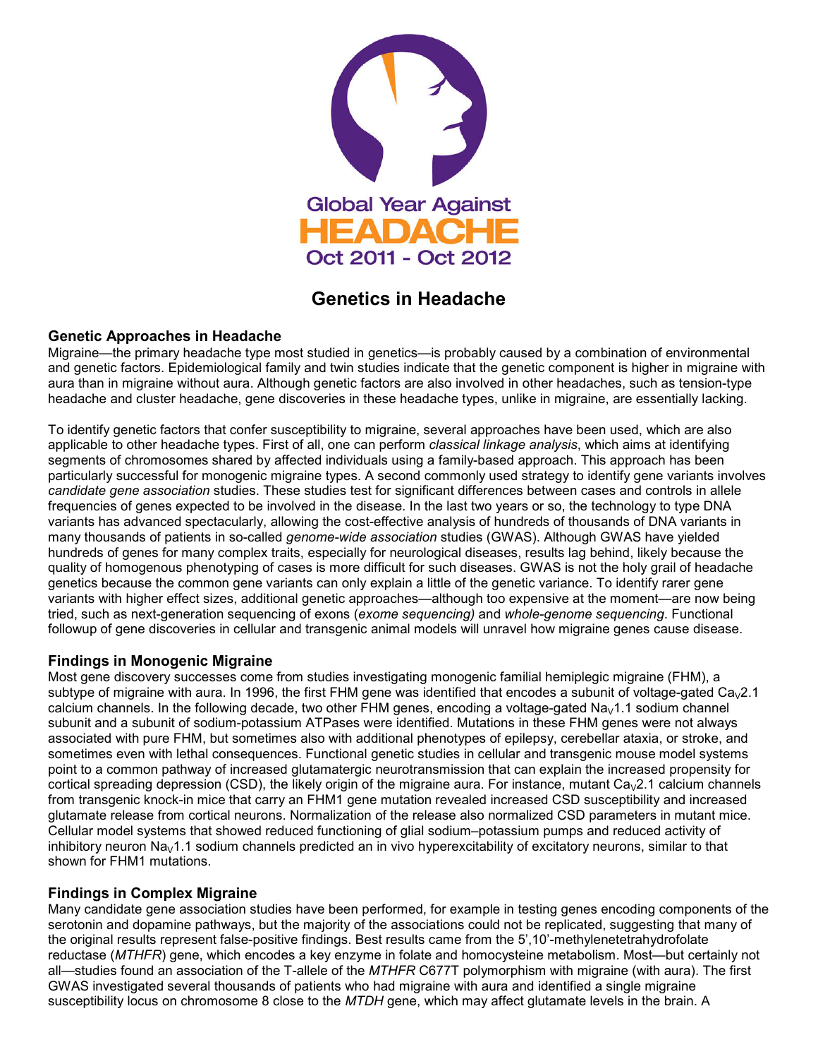Global Year Against HEADACHE Oct 2011 - Oct 2012

# Genetics in Headache

## Genetic Approaches in Headache

Migraine—the primary headache type most studied in genetics—is probably caused by a combination of environmental and genetic factors. Epidemiological family and twin studies indicate that the genetic component is higher in migraine with aura than in migraine without aura. Although genetic factors are also involved in other headaches, such as tension-type headache and cluster headache, gene discoveries in these headache types, unlike in migraine, are essentially lacking.

To identify genetic factors that confer susceptibility to migraine, several approaches have been used, which are also applicable to other headache types. First of all, one can perform *classical linkage analysis*, which aims at identifying segments of chromosomes shared by affected individuals using a family-based approach. This approach has been particularly successful for monogenic migraine types. A second commonly used strategy to identify gene variants involves *candidate gene association* studies. These studies test for significant differences between cases and controls in allele frequencies of genes expected to be involved in the disease. In the last two years or so, the technology to type DNA variants has advanced spectacularly, allowing the cost-effective analysis of hundreds of thousands of DNA variants in many thousands of patients in so-called *genome-wide association* studies (GWAS). Although GWAS have yielded hundreds of genes for many complex traits, especially for neurological diseases, results lag behind, likely because the quality of homogenous phenotyping of cases is more difficult for such diseases. GWAS is not the holy grail of headache genetics because the common gene variants can only explain a little of the genetic variance. To identify rarer gene variants with higher effect sizes, additional genetic approaches—although too expensive at the moment—are now being tried, such as next-generation sequencing of exons (*exome sequencing)* and *whole-genome sequencing*. Functional followup of gene discoveries in cellular and transgenic animal models will unravel how migraine genes cause disease.

## Findings in Monogenic Migraine

Most gene discovery successes come from studies investigating monogenic familial hemiplegic migraine (FHM), a subtype of migraine with aura. In 1996, the first FHM gene was identified that encodes a subunit of voltage-gated $Ca_V2.1$ calcium channels. In the following decade, two other FHM genes, encoding a voltage-gated $Na_V1.1$ sodium channel subunit and a subunit of sodium-potassium ATPases were identified. Mutations in these FHM genes were not always associated with pure FHM, but sometimes also with additional phenotypes of epilepsy, cerebellar ataxia, or stroke, and sometimes even with lethal consequences. Functional genetic studies in cellular and transgenic mouse model systems point to a common pathway of increased glutamatergic neurotransmission that can explain the increased propensity for cortical spreading depression (CSD), the likely origin of the migraine aura. For instance, mutant $Ca_V2.1$ calcium channels from transgenic knock-in mice that carry an FHM1 gene mutation revealed increased CSD susceptibility and increased glutamate release from cortical neurons. Normalization of the release also normalized CSD parameters in mutant mice. Cellular model systems that showed reduced functioning of glial sodium–potassium pumps and reduced activity of inhibitory neuron $Na_V1.1$ sodium channels predicted an in vivo hyperexcitability of excitatory neurons, similar to that shown for FHM1 mutations.

## Findings in Complex Migraine

Many candidate gene association studies have been performed, for example in testing genes encoding components of the serotonin and dopamine pathways, but the majority of the associations could not be replicated, suggesting that many of the original results represent false-positive findings. Best results came from the 5',10'-methylenetetrahydrofolate reductase (*MTHFR*) gene, which encodes a key enzyme in folate and homocysteine metabolism. Most—but certainly not all—studies found an association of the T-allele of the *MTHFR* C677T polymorphism with migraine (with aura). The first GWAS investigated several thousands of patients who had migraine with aura and identified a single migraine susceptibility locus on chromosome 8 close to the *MTDH* gene, which may affect glutamate levels in the brain. A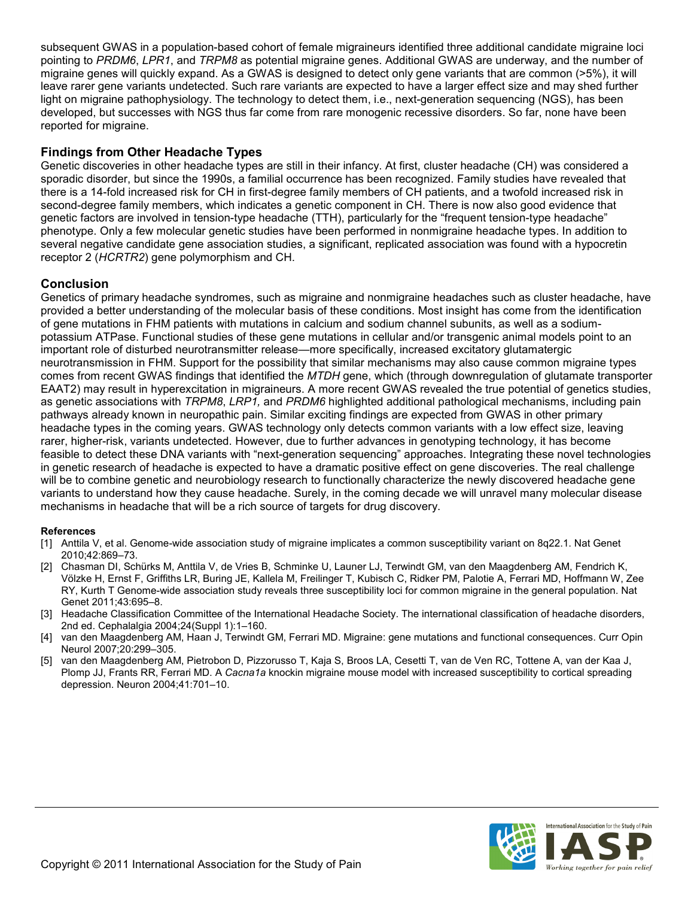subsequent GWAS in a population-based cohort of female migraineurs identified three additional candidate migraine loci pointing to *PRDM6*, *LPR1*, and *TRPM8* as potential migraine genes. Additional GWAS are underway, and the number of migraine genes will quickly expand. As a GWAS is designed to detect only gene variants that are common (>5%), it will leave rarer gene variants undetected. Such rare variants are expected to have a larger effect size and may shed further light on migraine pathophysiology. The technology to detect them, i.e., next-generation sequencing (NGS), has been developed, but successes with NGS thus far come from rare monogenic recessive disorders. So far, none have been reported for migraine.

### Findings from Other Headache Types

Genetic discoveries in other headache types are still in their infancy. At first, cluster headache (CH) was considered a sporadic disorder, but since the 1990s, a familial occurrence has been recognized. Family studies have revealed that there is a 14-fold increased risk for CH in first-degree family members of CH patients, and a twofold increased risk in second-degree family members, which indicates a genetic component in CH. There is now also good evidence that genetic factors are involved in tension-type headache (TTH), particularly for the "frequent tension-type headache" phenotype. Only a few molecular genetic studies have been performed in nonmigraine headache types. In addition to several negative candidate gene association studies, a significant, replicated association was found with a hypocretin receptor 2 (*HCRTR2*) gene polymorphism and CH.

### Conclusion

Genetics of primary headache syndromes, such as migraine and nonmigraine headaches such as cluster headache, have provided a better understanding of the molecular basis of these conditions. Most insight has come from the identification of gene mutations in FHM patients with mutations in calcium and sodium channel subunits, as well as a sodium-potassium ATPase. Functional studies of these gene mutations in cellular and/or transgenic animal models point to an important role of disturbed neurotransmitter release—more specifically, increased excitatory glutamatergic neurotransmission in FHM. Support for the possibility that similar mechanisms may also cause common migraine types comes from recent GWAS findings that identified the *MTDH* gene, which (through downregulation of glutamate transporter EAAT2) may result in hyperexcitation in migraineurs. A more recent GWAS revealed the true potential of genetics studies, as genetic associations with *TRPM8*, *LRP1,* and *PRDM6* highlighted additional pathological mechanisms, including pain pathways already known in neuropathic pain. Similar exciting findings are expected from GWAS in other primary headache types in the coming years. GWAS technology only detects common variants with a low effect size, leaving rarer, higher-risk, variants undetected. However, due to further advances in genotyping technology, it has become feasible to detect these DNA variants with "next-generation sequencing" approaches. Integrating these novel technologies in genetic research of headache is expected to have a dramatic positive effect on gene discoveries. The real challenge will be to combine genetic and neurobiology research to functionally characterize the newly discovered headache gene variants to understand how they cause headache. Surely, in the coming decade we will unravel many molecular disease mechanisms in headache that will be a rich source of targets for drug discovery.

#### References

[1] Anttila V, et al. Genome-wide association study of migraine implicates a common susceptibility variant on 8q22.1. Nat Genet 2010;42:869–73.

[2] Chasman DI, Schürks M, Anttila V, de Vries B, Schminke U, Launer LJ, Terwindt GM, van den Maagdenberg AM, Fendrich K, Völzke H, Ernst F, Griffiths LR, Buring JE, Kallela M, Freilinger T, Kubisch C, Ridker PM, Palotie A, Ferrari MD, Hoffmann W, Zee RY, Kurth T Genome-wide association study reveals three susceptibility loci for common migraine in the general population. Nat Genet 2011;43:695–8.

[3] Headache Classification Committee of the International Headache Society. The international classification of headache disorders, 2nd ed. Cephalalgia 2004;24(Suppl 1):1–160.

[4] van den Maagdenberg AM, Haan J, Terwindt GM, Ferrari MD. Migraine: gene mutations and functional consequences. Curr Opin Neurol 2007;20:299–305.

[5] van den Maagdenberg AM, Pietrobon D, Pizzorusso T, Kaja S, Broos LA, Cesetti T, van de Ven RC, Tottene A, van der Kaa J, Plomp JJ, Frants RR, Ferrari MD. A *Cacna1a* knockin migraine mouse model with increased susceptibility to cortical spreading depression. Neuron 2004;41:701–10.